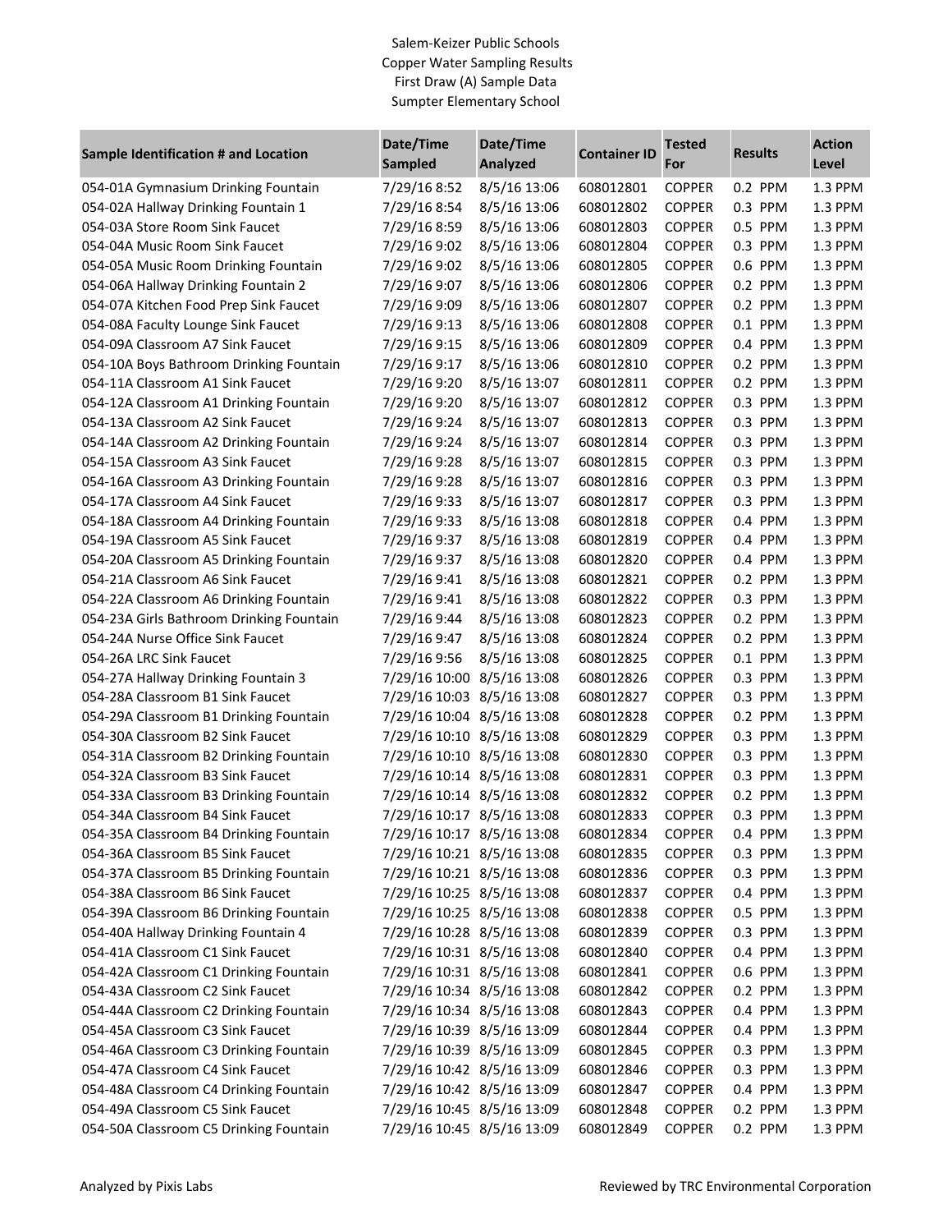Salem-Keizer Public Schools
Copper Water Sampling Results
First Draw (A) Sample Data
Sumpter Elementary School

| Sample Identification # and Location | Date/Time Sampled | Date/Time Analyzed | Container ID | Tested For | Results | Action Level |
|---|---|---|---|---|---|---|
| 054-01A Gymnasium Drinking Fountain | 7/29/16 8:52 | 8/5/16 13:06 | 608012801 | COPPER | 0.2 PPM | 1.3 PPM |
| 054-02A Hallway Drinking Fountain 1 | 7/29/16 8:54 | 8/5/16 13:06 | 608012802 | COPPER | 0.3 PPM | 1.3 PPM |
| 054-03A Store Room Sink Faucet | 7/29/16 8:59 | 8/5/16 13:06 | 608012803 | COPPER | 0.5 PPM | 1.3 PPM |
| 054-04A Music Room Sink Faucet | 7/29/16 9:02 | 8/5/16 13:06 | 608012804 | COPPER | 0.3 PPM | 1.3 PPM |
| 054-05A Music Room Drinking Fountain | 7/29/16 9:02 | 8/5/16 13:06 | 608012805 | COPPER | 0.6 PPM | 1.3 PPM |
| 054-06A Hallway Drinking Fountain 2 | 7/29/16 9:07 | 8/5/16 13:06 | 608012806 | COPPER | 0.2 PPM | 1.3 PPM |
| 054-07A Kitchen Food Prep Sink Faucet | 7/29/16 9:09 | 8/5/16 13:06 | 608012807 | COPPER | 0.2 PPM | 1.3 PPM |
| 054-08A Faculty Lounge Sink Faucet | 7/29/16 9:13 | 8/5/16 13:06 | 608012808 | COPPER | 0.1 PPM | 1.3 PPM |
| 054-09A Classroom A7 Sink Faucet | 7/29/16 9:15 | 8/5/16 13:06 | 608012809 | COPPER | 0.4 PPM | 1.3 PPM |
| 054-10A Boys Bathroom Drinking Fountain | 7/29/16 9:17 | 8/5/16 13:06 | 608012810 | COPPER | 0.2 PPM | 1.3 PPM |
| 054-11A Classroom A1 Sink Faucet | 7/29/16 9:20 | 8/5/16 13:07 | 608012811 | COPPER | 0.2 PPM | 1.3 PPM |
| 054-12A Classroom A1 Drinking Fountain | 7/29/16 9:20 | 8/5/16 13:07 | 608012812 | COPPER | 0.3 PPM | 1.3 PPM |
| 054-13A Classroom A2 Sink Faucet | 7/29/16 9:24 | 8/5/16 13:07 | 608012813 | COPPER | 0.3 PPM | 1.3 PPM |
| 054-14A Classroom A2 Drinking Fountain | 7/29/16 9:24 | 8/5/16 13:07 | 608012814 | COPPER | 0.3 PPM | 1.3 PPM |
| 054-15A Classroom A3 Sink Faucet | 7/29/16 9:28 | 8/5/16 13:07 | 608012815 | COPPER | 0.3 PPM | 1.3 PPM |
| 054-16A Classroom A3 Drinking Fountain | 7/29/16 9:28 | 8/5/16 13:07 | 608012816 | COPPER | 0.3 PPM | 1.3 PPM |
| 054-17A Classroom A4 Sink Faucet | 7/29/16 9:33 | 8/5/16 13:07 | 608012817 | COPPER | 0.3 PPM | 1.3 PPM |
| 054-18A Classroom A4 Drinking Fountain | 7/29/16 9:33 | 8/5/16 13:08 | 608012818 | COPPER | 0.4 PPM | 1.3 PPM |
| 054-19A Classroom A5 Sink Faucet | 7/29/16 9:37 | 8/5/16 13:08 | 608012819 | COPPER | 0.4 PPM | 1.3 PPM |
| 054-20A Classroom A5 Drinking Fountain | 7/29/16 9:37 | 8/5/16 13:08 | 608012820 | COPPER | 0.4 PPM | 1.3 PPM |
| 054-21A Classroom A6 Sink Faucet | 7/29/16 9:41 | 8/5/16 13:08 | 608012821 | COPPER | 0.2 PPM | 1.3 PPM |
| 054-22A Classroom A6 Drinking Fountain | 7/29/16 9:41 | 8/5/16 13:08 | 608012822 | COPPER | 0.3 PPM | 1.3 PPM |
| 054-23A Girls Bathroom Drinking Fountain | 7/29/16 9:44 | 8/5/16 13:08 | 608012823 | COPPER | 0.2 PPM | 1.3 PPM |
| 054-24A Nurse Office Sink Faucet | 7/29/16 9:47 | 8/5/16 13:08 | 608012824 | COPPER | 0.2 PPM | 1.3 PPM |
| 054-26A LRC Sink Faucet | 7/29/16 9:56 | 8/5/16 13:08 | 608012825 | COPPER | 0.1 PPM | 1.3 PPM |
| 054-27A Hallway Drinking Fountain 3 | 7/29/16 10:00 | 8/5/16 13:08 | 608012826 | COPPER | 0.3 PPM | 1.3 PPM |
| 054-28A Classroom B1 Sink Faucet | 7/29/16 10:03 | 8/5/16 13:08 | 608012827 | COPPER | 0.3 PPM | 1.3 PPM |
| 054-29A Classroom B1 Drinking Fountain | 7/29/16 10:04 | 8/5/16 13:08 | 608012828 | COPPER | 0.2 PPM | 1.3 PPM |
| 054-30A Classroom B2 Sink Faucet | 7/29/16 10:10 | 8/5/16 13:08 | 608012829 | COPPER | 0.3 PPM | 1.3 PPM |
| 054-31A Classroom B2 Drinking Fountain | 7/29/16 10:10 | 8/5/16 13:08 | 608012830 | COPPER | 0.3 PPM | 1.3 PPM |
| 054-32A Classroom B3 Sink Faucet | 7/29/16 10:14 | 8/5/16 13:08 | 608012831 | COPPER | 0.3 PPM | 1.3 PPM |
| 054-33A Classroom B3 Drinking Fountain | 7/29/16 10:14 | 8/5/16 13:08 | 608012832 | COPPER | 0.2 PPM | 1.3 PPM |
| 054-34A Classroom B4 Sink Faucet | 7/29/16 10:17 | 8/5/16 13:08 | 608012833 | COPPER | 0.3 PPM | 1.3 PPM |
| 054-35A Classroom B4 Drinking Fountain | 7/29/16 10:17 | 8/5/16 13:08 | 608012834 | COPPER | 0.4 PPM | 1.3 PPM |
| 054-36A Classroom B5 Sink Faucet | 7/29/16 10:21 | 8/5/16 13:08 | 608012835 | COPPER | 0.3 PPM | 1.3 PPM |
| 054-37A Classroom B5 Drinking Fountain | 7/29/16 10:21 | 8/5/16 13:08 | 608012836 | COPPER | 0.3 PPM | 1.3 PPM |
| 054-38A Classroom B6 Sink Faucet | 7/29/16 10:25 | 8/5/16 13:08 | 608012837 | COPPER | 0.4 PPM | 1.3 PPM |
| 054-39A Classroom B6 Drinking Fountain | 7/29/16 10:25 | 8/5/16 13:08 | 608012838 | COPPER | 0.5 PPM | 1.3 PPM |
| 054-40A Hallway Drinking Fountain 4 | 7/29/16 10:28 | 8/5/16 13:08 | 608012839 | COPPER | 0.3 PPM | 1.3 PPM |
| 054-41A Classroom C1 Sink Faucet | 7/29/16 10:31 | 8/5/16 13:08 | 608012840 | COPPER | 0.4 PPM | 1.3 PPM |
| 054-42A Classroom C1 Drinking Fountain | 7/29/16 10:31 | 8/5/16 13:08 | 608012841 | COPPER | 0.6 PPM | 1.3 PPM |
| 054-43A Classroom C2 Sink Faucet | 7/29/16 10:34 | 8/5/16 13:08 | 608012842 | COPPER | 0.2 PPM | 1.3 PPM |
| 054-44A Classroom C2 Drinking Fountain | 7/29/16 10:34 | 8/5/16 13:08 | 608012843 | COPPER | 0.4 PPM | 1.3 PPM |
| 054-45A Classroom C3 Sink Faucet | 7/29/16 10:39 | 8/5/16 13:09 | 608012844 | COPPER | 0.4 PPM | 1.3 PPM |
| 054-46A Classroom C3 Drinking Fountain | 7/29/16 10:39 | 8/5/16 13:09 | 608012845 | COPPER | 0.3 PPM | 1.3 PPM |
| 054-47A Classroom C4 Sink Faucet | 7/29/16 10:42 | 8/5/16 13:09 | 608012846 | COPPER | 0.3 PPM | 1.3 PPM |
| 054-48A Classroom C4 Drinking Fountain | 7/29/16 10:42 | 8/5/16 13:09 | 608012847 | COPPER | 0.4 PPM | 1.3 PPM |
| 054-49A Classroom C5 Sink Faucet | 7/29/16 10:45 | 8/5/16 13:09 | 608012848 | COPPER | 0.2 PPM | 1.3 PPM |
| 054-50A Classroom C5 Drinking Fountain | 7/29/16 10:45 | 8/5/16 13:09 | 608012849 | COPPER | 0.2 PPM | 1.3 PPM |

Analyzed by Pixis Labs

Reviewed by TRC Environmental Corporation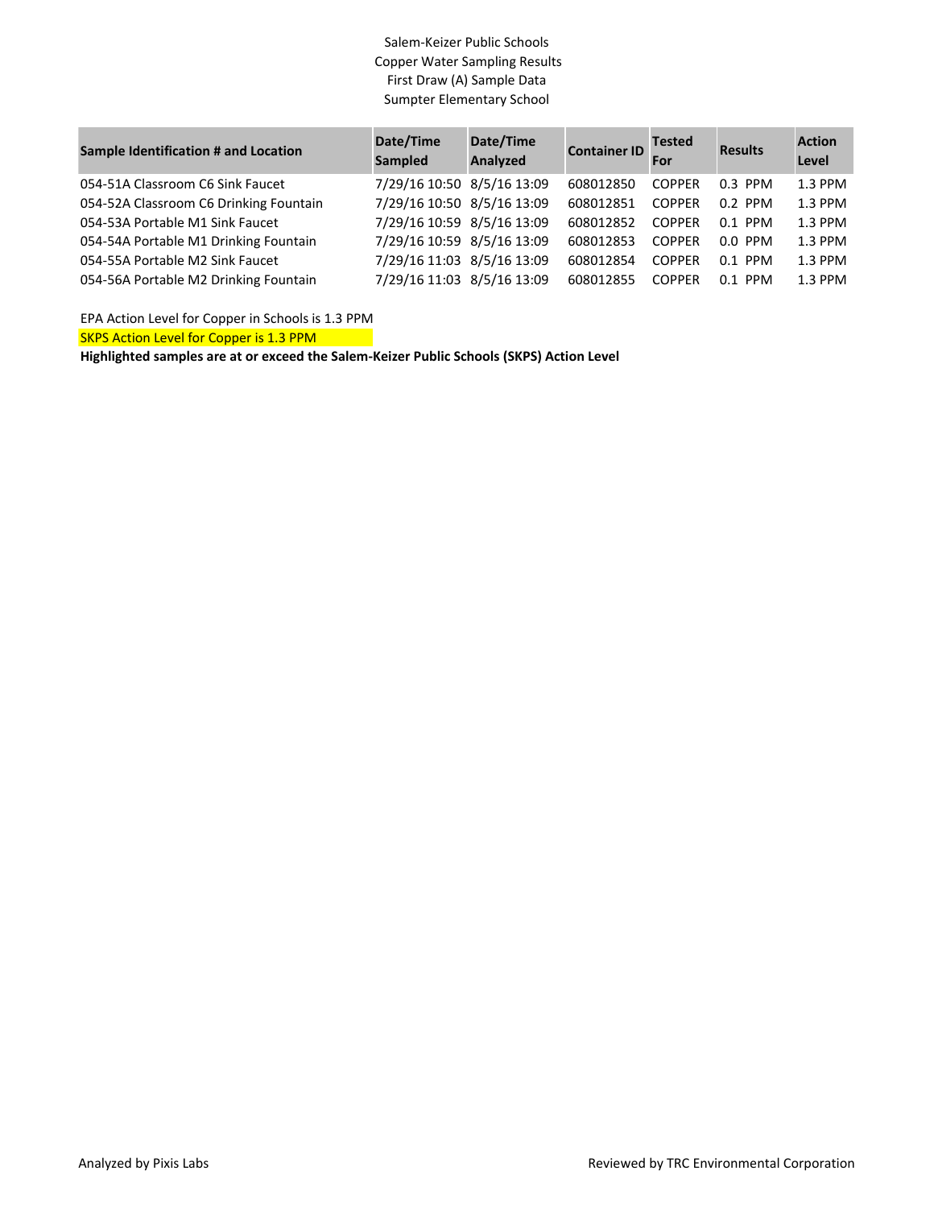Salem-Keizer Public Schools
Copper Water Sampling Results
First Draw (A) Sample Data
Sumpter Elementary School

| Sample Identification # and Location | Date/Time Sampled | Date/Time Analyzed | Container ID | Tested For | Results | Action Level |
|---|---|---|---|---|---|---|
| 054-51A Classroom C6 Sink Faucet | 7/29/16 10:50 | 8/5/16 13:09 | 608012850 | COPPER | 0.3 PPM | 1.3 PPM |
| 054-52A Classroom C6 Drinking Fountain | 7/29/16 10:50 | 8/5/16 13:09 | 608012851 | COPPER | 0.2 PPM | 1.3 PPM |
| 054-53A Portable M1 Sink Faucet | 7/29/16 10:59 | 8/5/16 13:09 | 608012852 | COPPER | 0.1 PPM | 1.3 PPM |
| 054-54A Portable M1 Drinking Fountain | 7/29/16 10:59 | 8/5/16 13:09 | 608012853 | COPPER | 0.0 PPM | 1.3 PPM |
| 054-55A Portable M2 Sink Faucet | 7/29/16 11:03 | 8/5/16 13:09 | 608012854 | COPPER | 0.1 PPM | 1.3 PPM |
| 054-56A Portable M2 Drinking Fountain | 7/29/16 11:03 | 8/5/16 13:09 | 608012855 | COPPER | 0.1 PPM | 1.3 PPM |

EPA Action Level for Copper in Schools is 1.3 PPM

SKPS Action Level for Copper is 1.3 PPM

**Highlighted samples are at or exceed the Salem-Keizer Public Schools (SKPS) Action Level**

Analyzed by Pixis Labs

Reviewed by TRC Environmental Corporation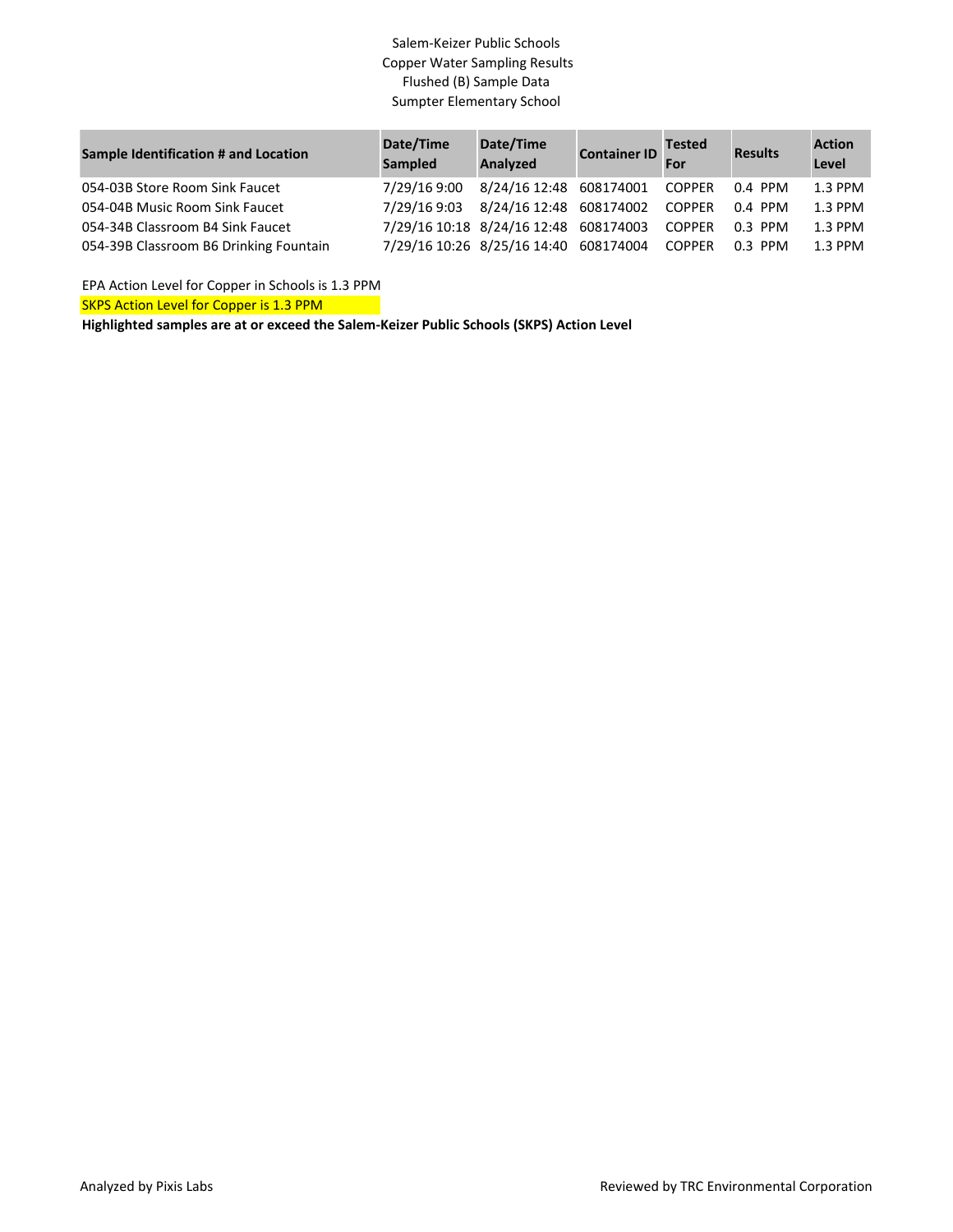Salem-Keizer Public Schools

Copper Water Sampling Results

Flushed (B) Sample Data

Sumpter Elementary School

| Sample Identification # and Location | Date/Time Sampled | Date/Time Analyzed | Container ID | Tested For | Results | Action Level |
|---|---|---|---|---|---|---|
| 054-03B Store Room Sink Faucet | 7/29/16 9:00 | 8/24/16 12:48 | 608174001 | COPPER | 0.4 PPM | 1.3 PPM |
| 054-04B Music Room Sink Faucet | 7/29/16 9:03 | 8/24/16 12:48 | 608174002 | COPPER | 0.4 PPM | 1.3 PPM |
| 054-34B Classroom B4 Sink Faucet | 7/29/16 10:18 | 8/24/16 12:48 | 608174003 | COPPER | 0.3 PPM | 1.3 PPM |
| 054-39B Classroom B6 Drinking Fountain | 7/29/16 10:26 | 8/25/16 14:40 | 608174004 | COPPER | 0.3 PPM | 1.3 PPM |

EPA Action Level for Copper in Schools is 1.3 PPM

SKPS Action Level for Copper is 1.3 PPM

**Highlighted samples are at or exceed the Salem-Keizer Public Schools (SKPS) Action Level**

Analyzed by Pixis Labs

Reviewed by TRC Environmental Corporation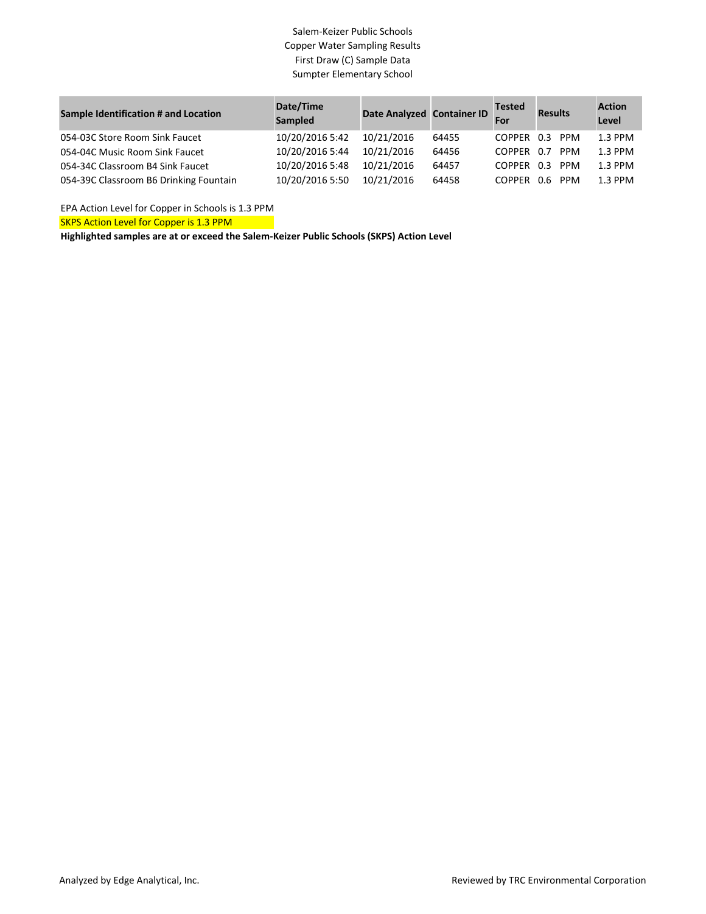Salem-Keizer Public Schools
Copper Water Sampling Results
First Draw (C) Sample Data
Sumpter Elementary School

| Sample Identification # and Location | Date/Time Sampled | Date Analyzed | Container ID | Tested For | Results | Action Level |
|---|---|---|---|---|---|---|
| 054-03C Store Room Sink Faucet | 10/20/2016 5:42 | 10/21/2016 | 64455 | COPPER | 0.3 PPM | 1.3 PPM |
| 054-04C Music Room Sink Faucet | 10/20/2016 5:44 | 10/21/2016 | 64456 | COPPER | 0.7 PPM | 1.3 PPM |
| 054-34C Classroom B4 Sink Faucet | 10/20/2016 5:48 | 10/21/2016 | 64457 | COPPER | 0.3 PPM | 1.3 PPM |
| 054-39C Classroom B6 Drinking Fountain | 10/20/2016 5:50 | 10/21/2016 | 64458 | COPPER | 0.6 PPM | 1.3 PPM |

EPA Action Level for Copper in Schools is 1.3 PPM

SKPS Action Level for Copper is 1.3 PPM

**Highlighted samples are at or exceed the Salem-Keizer Public Schools (SKPS) Action Level**

Analyzed by Edge Analytical, Inc.

Reviewed by TRC Environmental Corporation